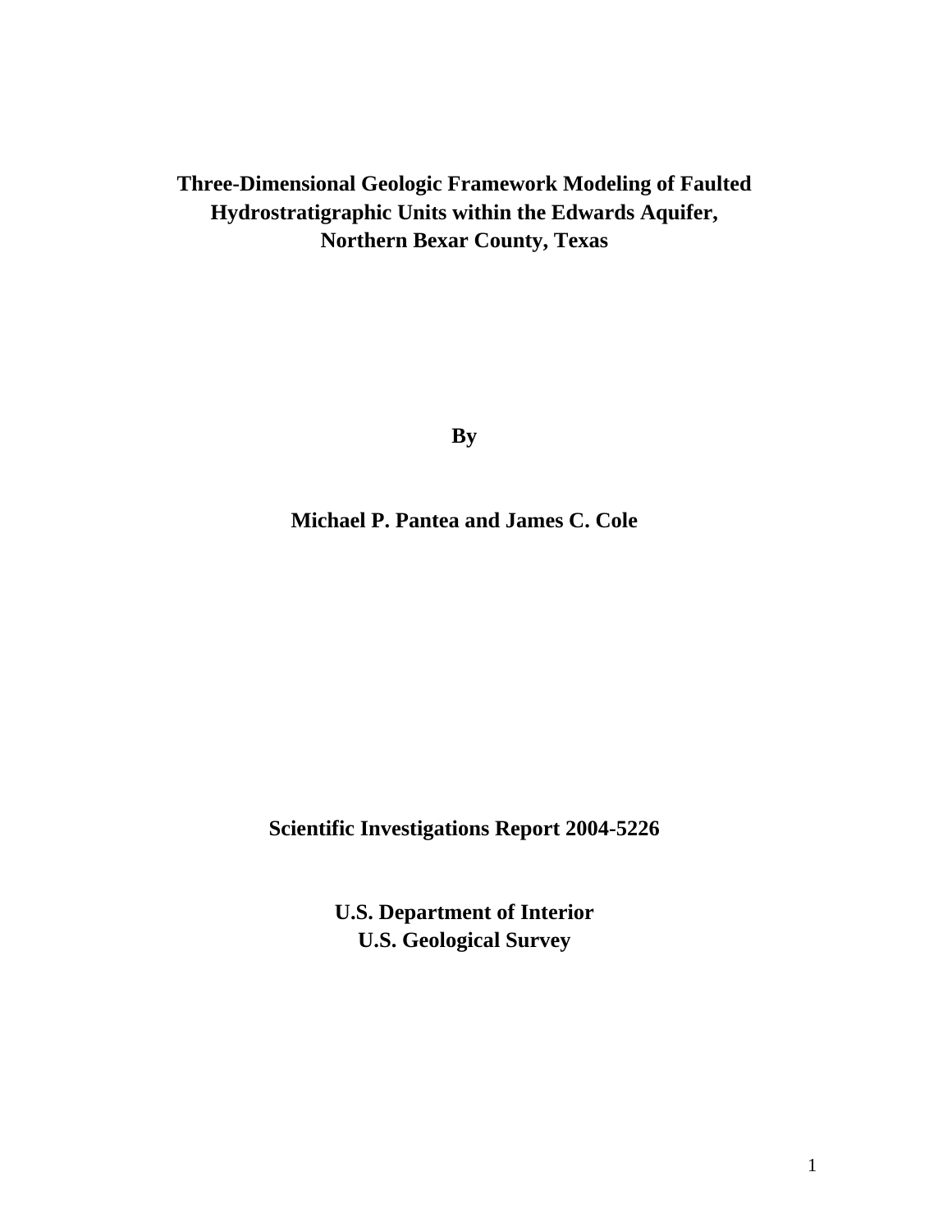# Three-Dimensional Geologic Framework Modeling of Faulted Hydrostratigraphic Units within the Edwards Aquifer, Northern Bexar County, Texas

**By**

**Michael P. Pantea and James C. Cole**

**Scientific Investigations Report 2004-5226**

**U.S. Department of Interior**
**U.S. Geological Survey**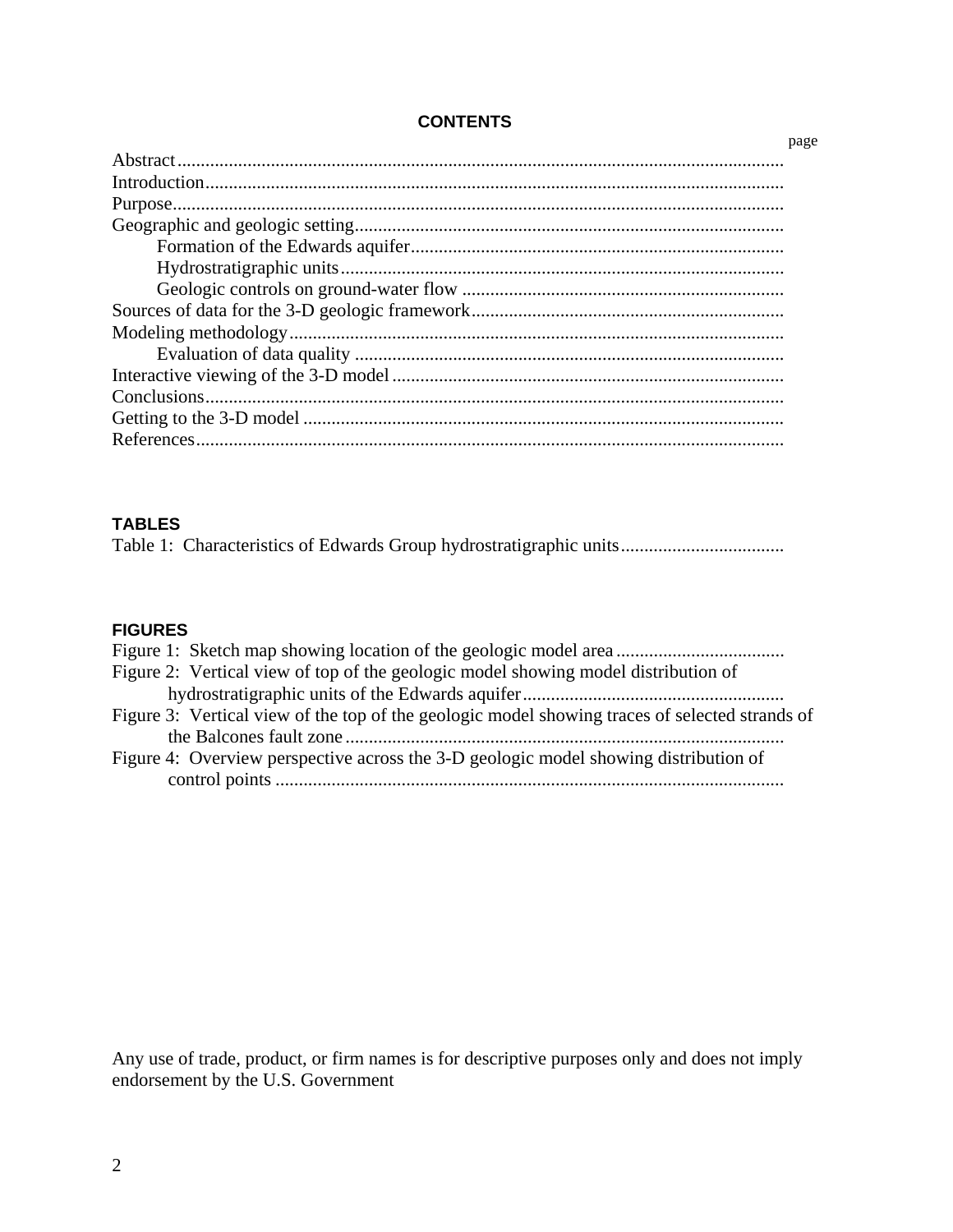## CONTENTS

page

- Abstract
- Introduction
- Purpose
- Geographic and geologic setting
  - Formation of the Edwards aquifer
  - Hydrostratigraphic units
  - Geologic controls on ground-water flow
- Sources of data for the 3-D geologic framework
- Modeling methodology
  - Evaluation of data quality
- Interactive viewing of the 3-D model
- Conclusions
- Getting to the 3-D model
- References

## TABLES

Table 1: Characteristics of Edwards Group hydrostratigraphic units

## FIGURES

Figure 1: Sketch map showing location of the geologic model area

Figure 2: Vertical view of top of the geologic model showing model distribution of hydrostratigraphic units of the Edwards aquifer

Figure 3: Vertical view of the top of the geologic model showing traces of selected strands of the Balcones fault zone

Figure 4: Overview perspective across the 3-D geologic model showing distribution of control points

Any use of trade, product, or firm names is for descriptive purposes only and does not imply endorsement by the U.S. Government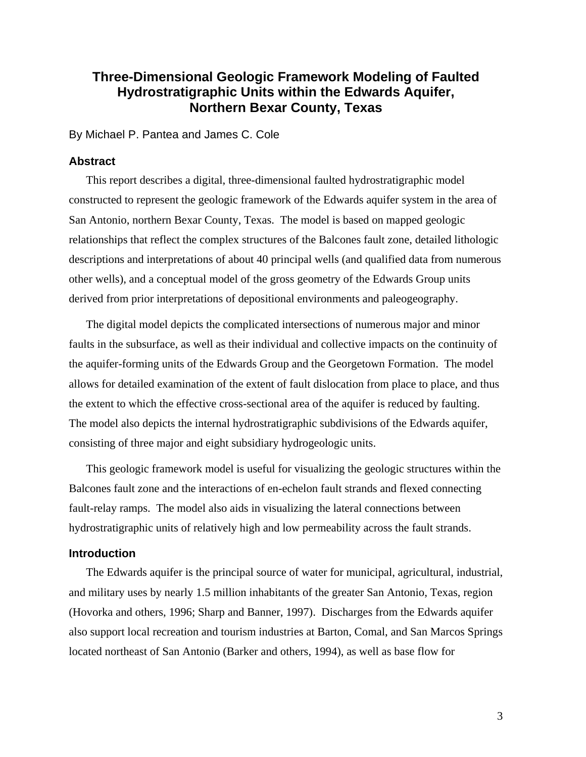# Three-Dimensional Geologic Framework Modeling of Faulted Hydrostratigraphic Units within the Edwards Aquifer, Northern Bexar County, Texas

By Michael P. Pantea and James C. Cole

## Abstract

This report describes a digital, three-dimensional faulted hydrostratigraphic model constructed to represent the geologic framework of the Edwards aquifer system in the area of San Antonio, northern Bexar County, Texas. The model is based on mapped geologic relationships that reflect the complex structures of the Balcones fault zone, detailed lithologic descriptions and interpretations of about 40 principal wells (and qualified data from numerous other wells), and a conceptual model of the gross geometry of the Edwards Group units derived from prior interpretations of depositional environments and paleogeography.

The digital model depicts the complicated intersections of numerous major and minor faults in the subsurface, as well as their individual and collective impacts on the continuity of the aquifer-forming units of the Edwards Group and the Georgetown Formation. The model allows for detailed examination of the extent of fault dislocation from place to place, and thus the extent to which the effective cross-sectional area of the aquifer is reduced by faulting. The model also depicts the internal hydrostratigraphic subdivisions of the Edwards aquifer, consisting of three major and eight subsidiary hydrogeologic units.

This geologic framework model is useful for visualizing the geologic structures within the Balcones fault zone and the interactions of en-echelon fault strands and flexed connecting fault-relay ramps. The model also aids in visualizing the lateral connections between hydrostratigraphic units of relatively high and low permeability across the fault strands.

## Introduction

The Edwards aquifer is the principal source of water for municipal, agricultural, industrial, and military uses by nearly 1.5 million inhabitants of the greater San Antonio, Texas, region (Hovorka and others, 1996; Sharp and Banner, 1997). Discharges from the Edwards aquifer also support local recreation and tourism industries at Barton, Comal, and San Marcos Springs located northeast of San Antonio (Barker and others, 1994), as well as base flow for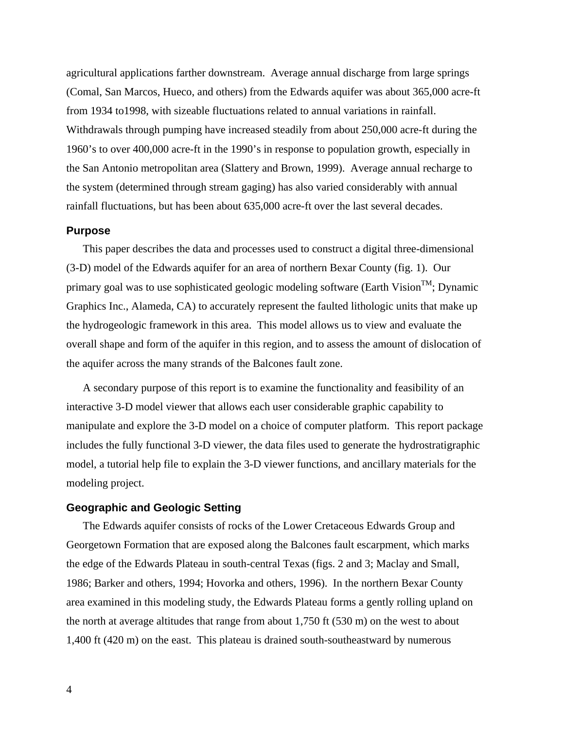agricultural applications farther downstream. Average annual discharge from large springs (Comal, San Marcos, Hueco, and others) from the Edwards aquifer was about 365,000 acre-ft from 1934 to1998, with sizeable fluctuations related to annual variations in rainfall. Withdrawals through pumping have increased steadily from about 250,000 acre-ft during the 1960's to over 400,000 acre-ft in the 1990's in response to population growth, especially in the San Antonio metropolitan area (Slattery and Brown, 1999). Average annual recharge to the system (determined through stream gaging) has also varied considerably with annual rainfall fluctuations, but has been about 635,000 acre-ft over the last several decades.

## Purpose

This paper describes the data and processes used to construct a digital three-dimensional (3-D) model of the Edwards aquifer for an area of northern Bexar County (fig. 1). Our primary goal was to use sophisticated geologic modeling software (Earth Vision™; Dynamic Graphics Inc., Alameda, CA) to accurately represent the faulted lithologic units that make up the hydrogeologic framework in this area. This model allows us to view and evaluate the overall shape and form of the aquifer in this region, and to assess the amount of dislocation of the aquifer across the many strands of the Balcones fault zone.

A secondary purpose of this report is to examine the functionality and feasibility of an interactive 3-D model viewer that allows each user considerable graphic capability to manipulate and explore the 3-D model on a choice of computer platform. This report package includes the fully functional 3-D viewer, the data files used to generate the hydrostratigraphic model, a tutorial help file to explain the 3-D viewer functions, and ancillary materials for the modeling project.

## Geographic and Geologic Setting

The Edwards aquifer consists of rocks of the Lower Cretaceous Edwards Group and Georgetown Formation that are exposed along the Balcones fault escarpment, which marks the edge of the Edwards Plateau in south-central Texas (figs. 2 and 3; Maclay and Small, 1986; Barker and others, 1994; Hovorka and others, 1996). In the northern Bexar County area examined in this modeling study, the Edwards Plateau forms a gently rolling upland on the north at average altitudes that range from about 1,750 ft (530 m) on the west to about 1,400 ft (420 m) on the east. This plateau is drained south-southeastward by numerous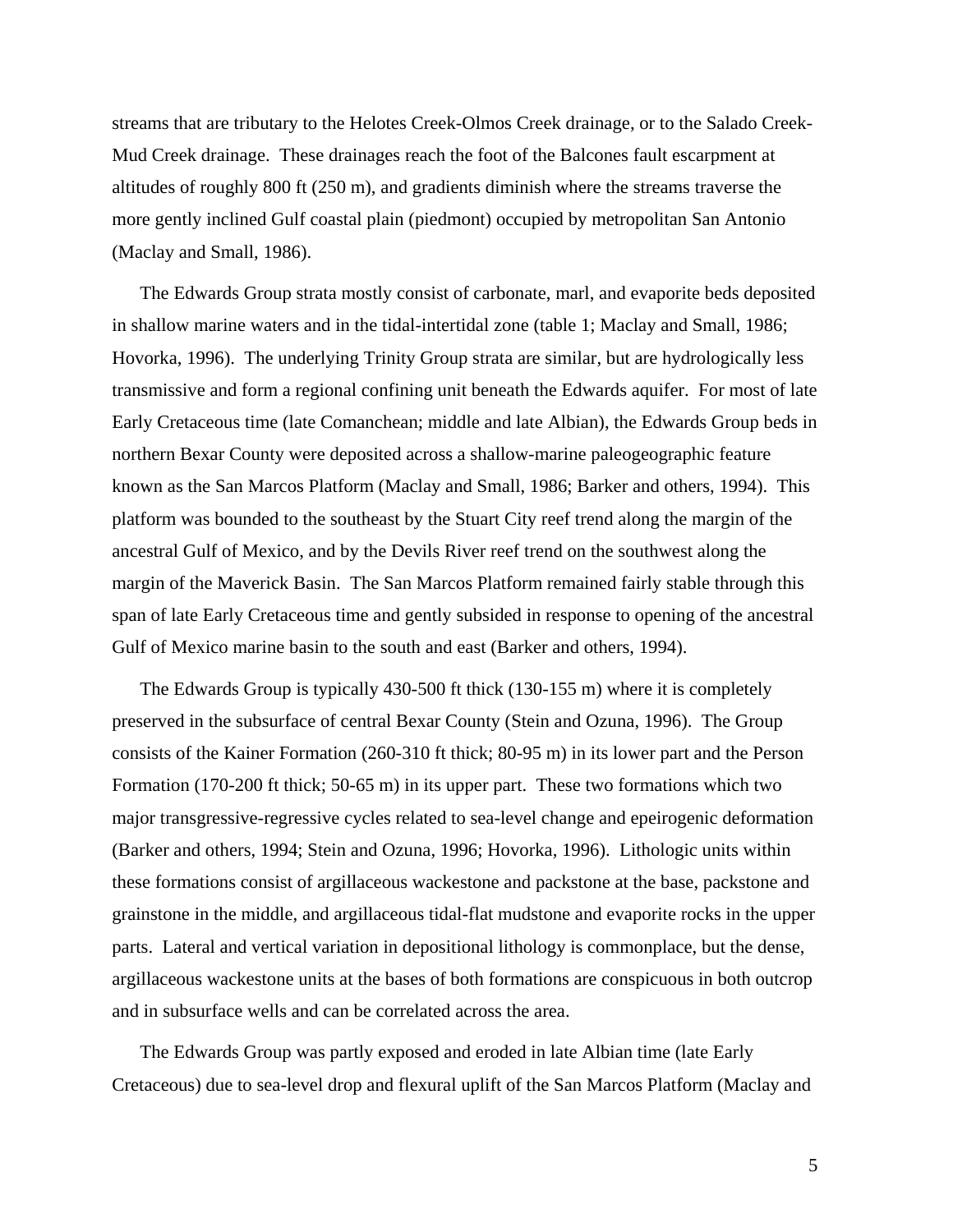streams that are tributary to the Helotes Creek-Olmos Creek drainage, or to the Salado Creek-Mud Creek drainage. These drainages reach the foot of the Balcones fault escarpment at altitudes of roughly 800 ft (250 m), and gradients diminish where the streams traverse the more gently inclined Gulf coastal plain (piedmont) occupied by metropolitan San Antonio (Maclay and Small, 1986).

The Edwards Group strata mostly consist of carbonate, marl, and evaporite beds deposited in shallow marine waters and in the tidal-intertidal zone (table 1; Maclay and Small, 1986; Hovorka, 1996). The underlying Trinity Group strata are similar, but are hydrologically less transmissive and form a regional confining unit beneath the Edwards aquifer. For most of late Early Cretaceous time (late Comanchean; middle and late Albian), the Edwards Group beds in northern Bexar County were deposited across a shallow-marine paleogeographic feature known as the San Marcos Platform (Maclay and Small, 1986; Barker and others, 1994). This platform was bounded to the southeast by the Stuart City reef trend along the margin of the ancestral Gulf of Mexico, and by the Devils River reef trend on the southwest along the margin of the Maverick Basin. The San Marcos Platform remained fairly stable through this span of late Early Cretaceous time and gently subsided in response to opening of the ancestral Gulf of Mexico marine basin to the south and east (Barker and others, 1994).

The Edwards Group is typically 430-500 ft thick (130-155 m) where it is completely preserved in the subsurface of central Bexar County (Stein and Ozuna, 1996). The Group consists of the Kainer Formation (260-310 ft thick; 80-95 m) in its lower part and the Person Formation (170-200 ft thick; 50-65 m) in its upper part. These two formations which two major transgressive-regressive cycles related to sea-level change and epeirogenic deformation (Barker and others, 1994; Stein and Ozuna, 1996; Hovorka, 1996). Lithologic units within these formations consist of argillaceous wackestone and packstone at the base, packstone and grainstone in the middle, and argillaceous tidal-flat mudstone and evaporite rocks in the upper parts. Lateral and vertical variation in depositional lithology is commonplace, but the dense, argillaceous wackestone units at the bases of both formations are conspicuous in both outcrop and in subsurface wells and can be correlated across the area.

The Edwards Group was partly exposed and eroded in late Albian time (late Early Cretaceous) due to sea-level drop and flexural uplift of the San Marcos Platform (Maclay and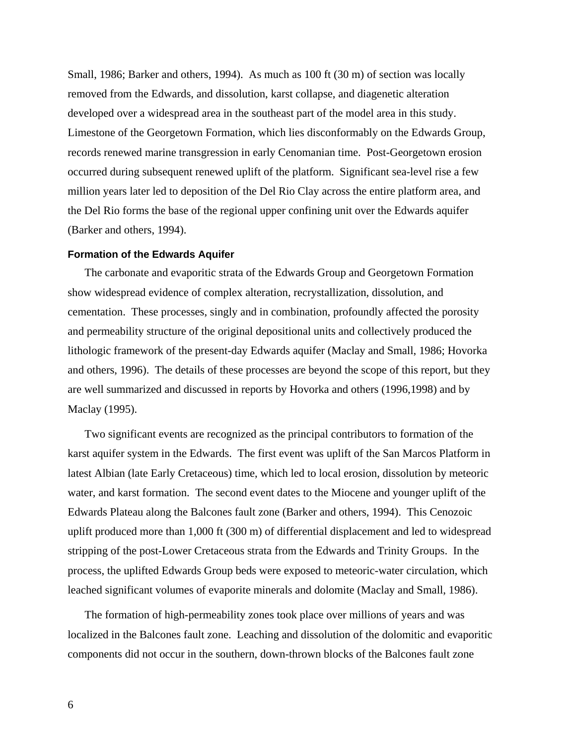Small, 1986; Barker and others, 1994). As much as 100 ft (30 m) of section was locally removed from the Edwards, and dissolution, karst collapse, and diagenetic alteration developed over a widespread area in the southeast part of the model area in this study. Limestone of the Georgetown Formation, which lies disconformably on the Edwards Group, records renewed marine transgression in early Cenomanian time. Post-Georgetown erosion occurred during subsequent renewed uplift of the platform. Significant sea-level rise a few million years later led to deposition of the Del Rio Clay across the entire platform area, and the Del Rio forms the base of the regional upper confining unit over the Edwards aquifer (Barker and others, 1994).

### Formation of the Edwards Aquifer

The carbonate and evaporitic strata of the Edwards Group and Georgetown Formation show widespread evidence of complex alteration, recrystallization, dissolution, and cementation. These processes, singly and in combination, profoundly affected the porosity and permeability structure of the original depositional units and collectively produced the lithologic framework of the present-day Edwards aquifer (Maclay and Small, 1986; Hovorka and others, 1996). The details of these processes are beyond the scope of this report, but they are well summarized and discussed in reports by Hovorka and others (1996,1998) and by Maclay (1995).

Two significant events are recognized as the principal contributors to formation of the karst aquifer system in the Edwards. The first event was uplift of the San Marcos Platform in latest Albian (late Early Cretaceous) time, which led to local erosion, dissolution by meteoric water, and karst formation. The second event dates to the Miocene and younger uplift of the Edwards Plateau along the Balcones fault zone (Barker and others, 1994). This Cenozoic uplift produced more than 1,000 ft (300 m) of differential displacement and led to widespread stripping of the post-Lower Cretaceous strata from the Edwards and Trinity Groups. In the process, the uplifted Edwards Group beds were exposed to meteoric-water circulation, which leached significant volumes of evaporite minerals and dolomite (Maclay and Small, 1986).

The formation of high-permeability zones took place over millions of years and was localized in the Balcones fault zone. Leaching and dissolution of the dolomitic and evaporitic components did not occur in the southern, down-thrown blocks of the Balcones fault zone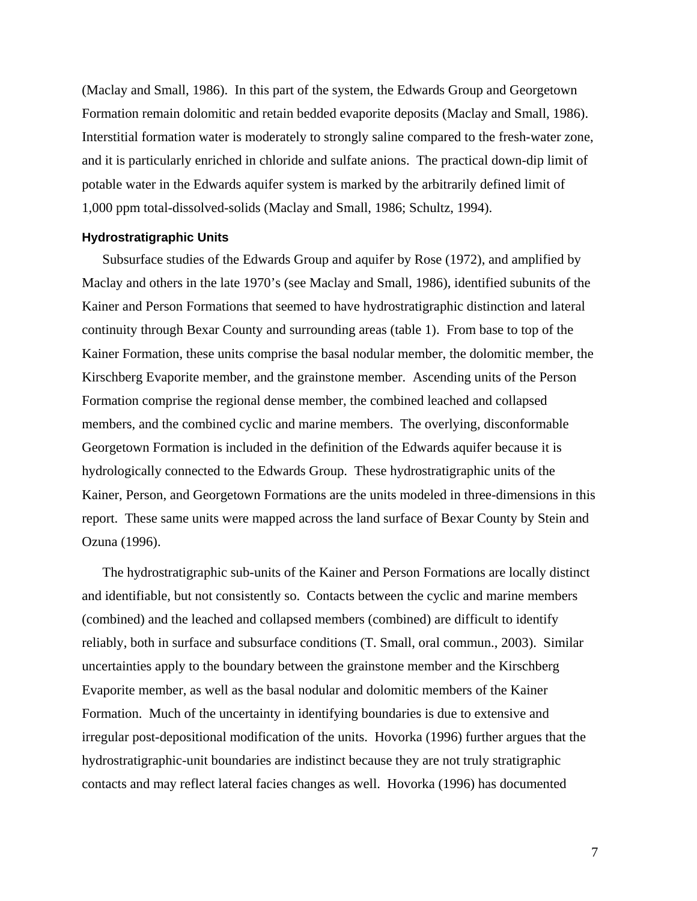(Maclay and Small, 1986). In this part of the system, the Edwards Group and Georgetown Formation remain dolomitic and retain bedded evaporite deposits (Maclay and Small, 1986). Interstitial formation water is moderately to strongly saline compared to the fresh-water zone, and it is particularly enriched in chloride and sulfate anions. The practical down-dip limit of potable water in the Edwards aquifer system is marked by the arbitrarily defined limit of 1,000 ppm total-dissolved-solids (Maclay and Small, 1986; Schultz, 1994).

### Hydrostratigraphic Units

Subsurface studies of the Edwards Group and aquifer by Rose (1972), and amplified by Maclay and others in the late 1970's (see Maclay and Small, 1986), identified subunits of the Kainer and Person Formations that seemed to have hydrostratigraphic distinction and lateral continuity through Bexar County and surrounding areas (table 1). From base to top of the Kainer Formation, these units comprise the basal nodular member, the dolomitic member, the Kirschberg Evaporite member, and the grainstone member. Ascending units of the Person Formation comprise the regional dense member, the combined leached and collapsed members, and the combined cyclic and marine members. The overlying, disconformable Georgetown Formation is included in the definition of the Edwards aquifer because it is hydrologically connected to the Edwards Group. These hydrostratigraphic units of the Kainer, Person, and Georgetown Formations are the units modeled in three-dimensions in this report. These same units were mapped across the land surface of Bexar County by Stein and Ozuna (1996).

The hydrostratigraphic sub-units of the Kainer and Person Formations are locally distinct and identifiable, but not consistently so. Contacts between the cyclic and marine members (combined) and the leached and collapsed members (combined) are difficult to identify reliably, both in surface and subsurface conditions (T. Small, oral commun., 2003). Similar uncertainties apply to the boundary between the grainstone member and the Kirschberg Evaporite member, as well as the basal nodular and dolomitic members of the Kainer Formation. Much of the uncertainty in identifying boundaries is due to extensive and irregular post-depositional modification of the units. Hovorka (1996) further argues that the hydrostratigraphic-unit boundaries are indistinct because they are not truly stratigraphic contacts and may reflect lateral facies changes as well. Hovorka (1996) has documented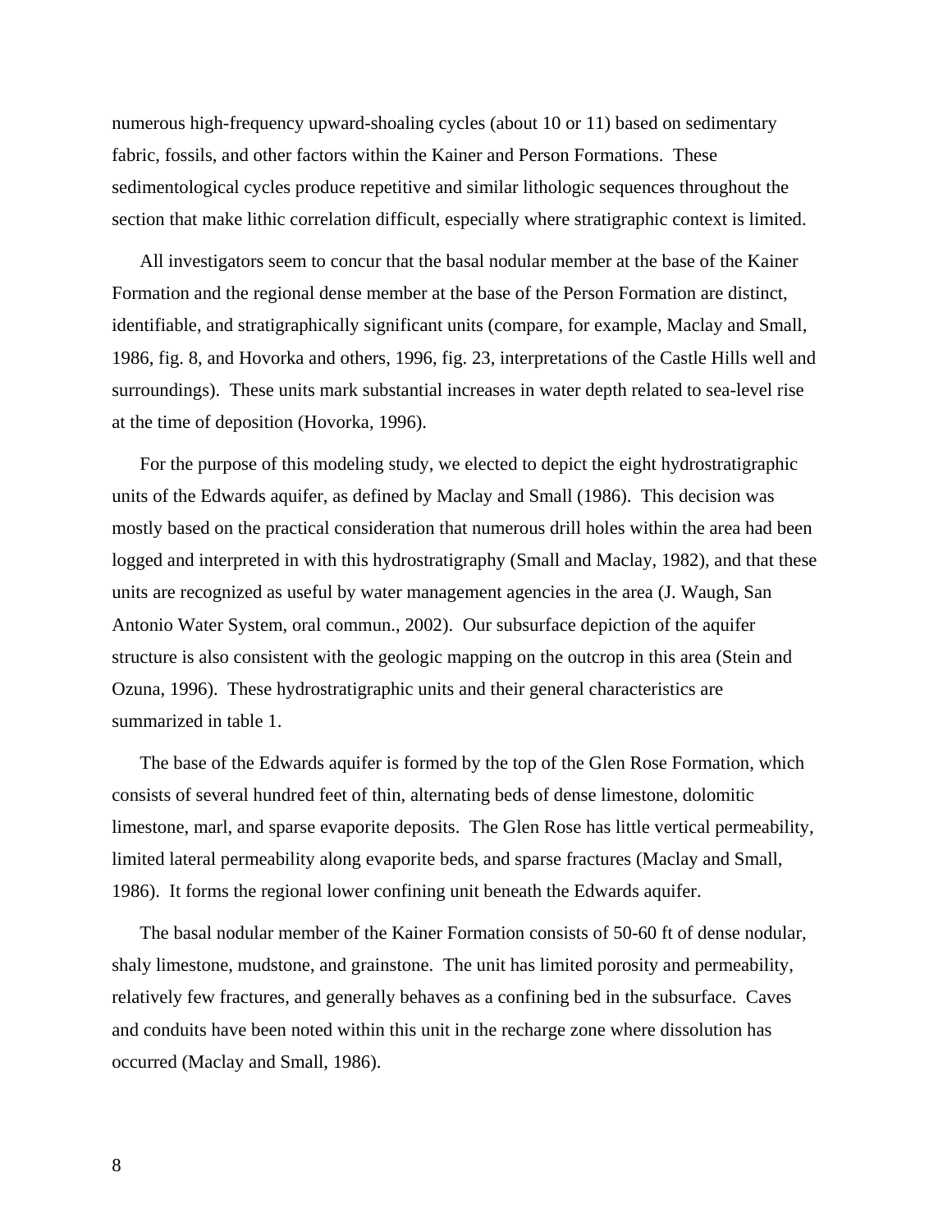numerous high-frequency upward-shoaling cycles (about 10 or 11) based on sedimentary fabric, fossils, and other factors within the Kainer and Person Formations. These sedimentological cycles produce repetitive and similar lithologic sequences throughout the section that make lithic correlation difficult, especially where stratigraphic context is limited.

All investigators seem to concur that the basal nodular member at the base of the Kainer Formation and the regional dense member at the base of the Person Formation are distinct, identifiable, and stratigraphically significant units (compare, for example, Maclay and Small, 1986, fig. 8, and Hovorka and others, 1996, fig. 23, interpretations of the Castle Hills well and surroundings). These units mark substantial increases in water depth related to sea-level rise at the time of deposition (Hovorka, 1996).

For the purpose of this modeling study, we elected to depict the eight hydrostratigraphic units of the Edwards aquifer, as defined by Maclay and Small (1986). This decision was mostly based on the practical consideration that numerous drill holes within the area had been logged and interpreted in with this hydrostratigraphy (Small and Maclay, 1982), and that these units are recognized as useful by water management agencies in the area (J. Waugh, San Antonio Water System, oral commun., 2002). Our subsurface depiction of the aquifer structure is also consistent with the geologic mapping on the outcrop in this area (Stein and Ozuna, 1996). These hydrostratigraphic units and their general characteristics are summarized in table 1.

The base of the Edwards aquifer is formed by the top of the Glen Rose Formation, which consists of several hundred feet of thin, alternating beds of dense limestone, dolomitic limestone, marl, and sparse evaporite deposits. The Glen Rose has little vertical permeability, limited lateral permeability along evaporite beds, and sparse fractures (Maclay and Small, 1986). It forms the regional lower confining unit beneath the Edwards aquifer.

The basal nodular member of the Kainer Formation consists of 50-60 ft of dense nodular, shaly limestone, mudstone, and grainstone. The unit has limited porosity and permeability, relatively few fractures, and generally behaves as a confining bed in the subsurface. Caves and conduits have been noted within this unit in the recharge zone where dissolution has occurred (Maclay and Small, 1986).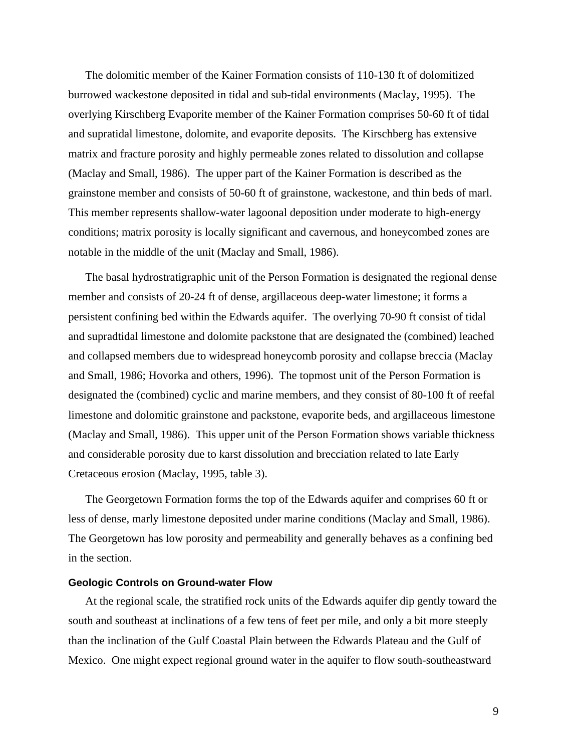The dolomitic member of the Kainer Formation consists of 110-130 ft of dolomitized burrowed wackestone deposited in tidal and sub-tidal environments (Maclay, 1995). The overlying Kirschberg Evaporite member of the Kainer Formation comprises 50-60 ft of tidal and supratidal limestone, dolomite, and evaporite deposits. The Kirschberg has extensive matrix and fracture porosity and highly permeable zones related to dissolution and collapse (Maclay and Small, 1986). The upper part of the Kainer Formation is described as the grainstone member and consists of 50-60 ft of grainstone, wackestone, and thin beds of marl. This member represents shallow-water lagoonal deposition under moderate to high-energy conditions; matrix porosity is locally significant and cavernous, and honeycombed zones are notable in the middle of the unit (Maclay and Small, 1986).

The basal hydrostratigraphic unit of the Person Formation is designated the regional dense member and consists of 20-24 ft of dense, argillaceous deep-water limestone; it forms a persistent confining bed within the Edwards aquifer. The overlying 70-90 ft consist of tidal and supradtidal limestone and dolomite packstone that are designated the (combined) leached and collapsed members due to widespread honeycomb porosity and collapse breccia (Maclay and Small, 1986; Hovorka and others, 1996). The topmost unit of the Person Formation is designated the (combined) cyclic and marine members, and they consist of 80-100 ft of reefal limestone and dolomitic grainstone and packstone, evaporite beds, and argillaceous limestone (Maclay and Small, 1986). This upper unit of the Person Formation shows variable thickness and considerable porosity due to karst dissolution and brecciation related to late Early Cretaceous erosion (Maclay, 1995, table 3).

The Georgetown Formation forms the top of the Edwards aquifer and comprises 60 ft or less of dense, marly limestone deposited under marine conditions (Maclay and Small, 1986). The Georgetown has low porosity and permeability and generally behaves as a confining bed in the section.

### Geologic Controls on Ground-water Flow

At the regional scale, the stratified rock units of the Edwards aquifer dip gently toward the south and southeast at inclinations of a few tens of feet per mile, and only a bit more steeply than the inclination of the Gulf Coastal Plain between the Edwards Plateau and the Gulf of Mexico. One might expect regional ground water in the aquifer to flow south-southeastward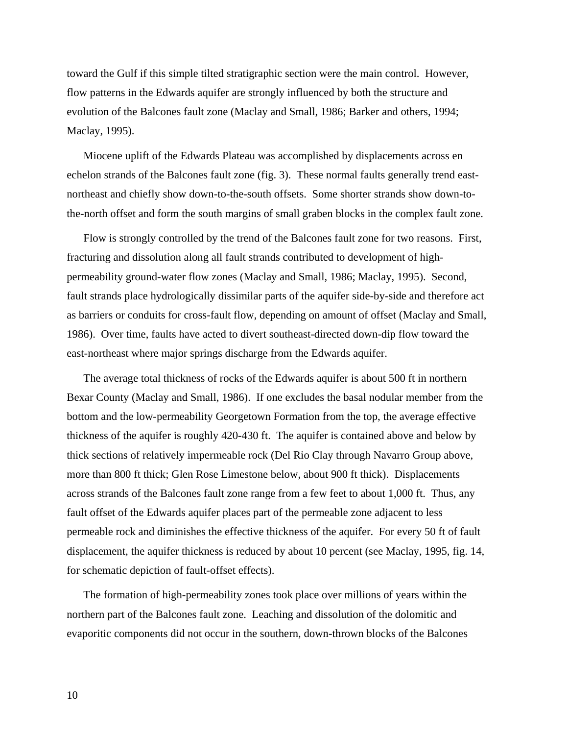toward the Gulf if this simple tilted stratigraphic section were the main control. However, flow patterns in the Edwards aquifer are strongly influenced by both the structure and evolution of the Balcones fault zone (Maclay and Small, 1986; Barker and others, 1994; Maclay, 1995).

Miocene uplift of the Edwards Plateau was accomplished by displacements across en echelon strands of the Balcones fault zone (fig. 3). These normal faults generally trend east-northeast and chiefly show down-to-the-south offsets. Some shorter strands show down-to-the-north offset and form the south margins of small graben blocks in the complex fault zone.

Flow is strongly controlled by the trend of the Balcones fault zone for two reasons. First, fracturing and dissolution along all fault strands contributed to development of high-permeability ground-water flow zones (Maclay and Small, 1986; Maclay, 1995). Second, fault strands place hydrologically dissimilar parts of the aquifer side-by-side and therefore act as barriers or conduits for cross-fault flow, depending on amount of offset (Maclay and Small, 1986). Over time, faults have acted to divert southeast-directed down-dip flow toward the east-northeast where major springs discharge from the Edwards aquifer.

The average total thickness of rocks of the Edwards aquifer is about 500 ft in northern Bexar County (Maclay and Small, 1986). If one excludes the basal nodular member from the bottom and the low-permeability Georgetown Formation from the top, the average effective thickness of the aquifer is roughly 420-430 ft. The aquifer is contained above and below by thick sections of relatively impermeable rock (Del Rio Clay through Navarro Group above, more than 800 ft thick; Glen Rose Limestone below, about 900 ft thick). Displacements across strands of the Balcones fault zone range from a few feet to about 1,000 ft. Thus, any fault offset of the Edwards aquifer places part of the permeable zone adjacent to less permeable rock and diminishes the effective thickness of the aquifer. For every 50 ft of fault displacement, the aquifer thickness is reduced by about 10 percent (see Maclay, 1995, fig. 14, for schematic depiction of fault-offset effects).

The formation of high-permeability zones took place over millions of years within the northern part of the Balcones fault zone. Leaching and dissolution of the dolomitic and evaporitic components did not occur in the southern, down-thrown blocks of the Balcones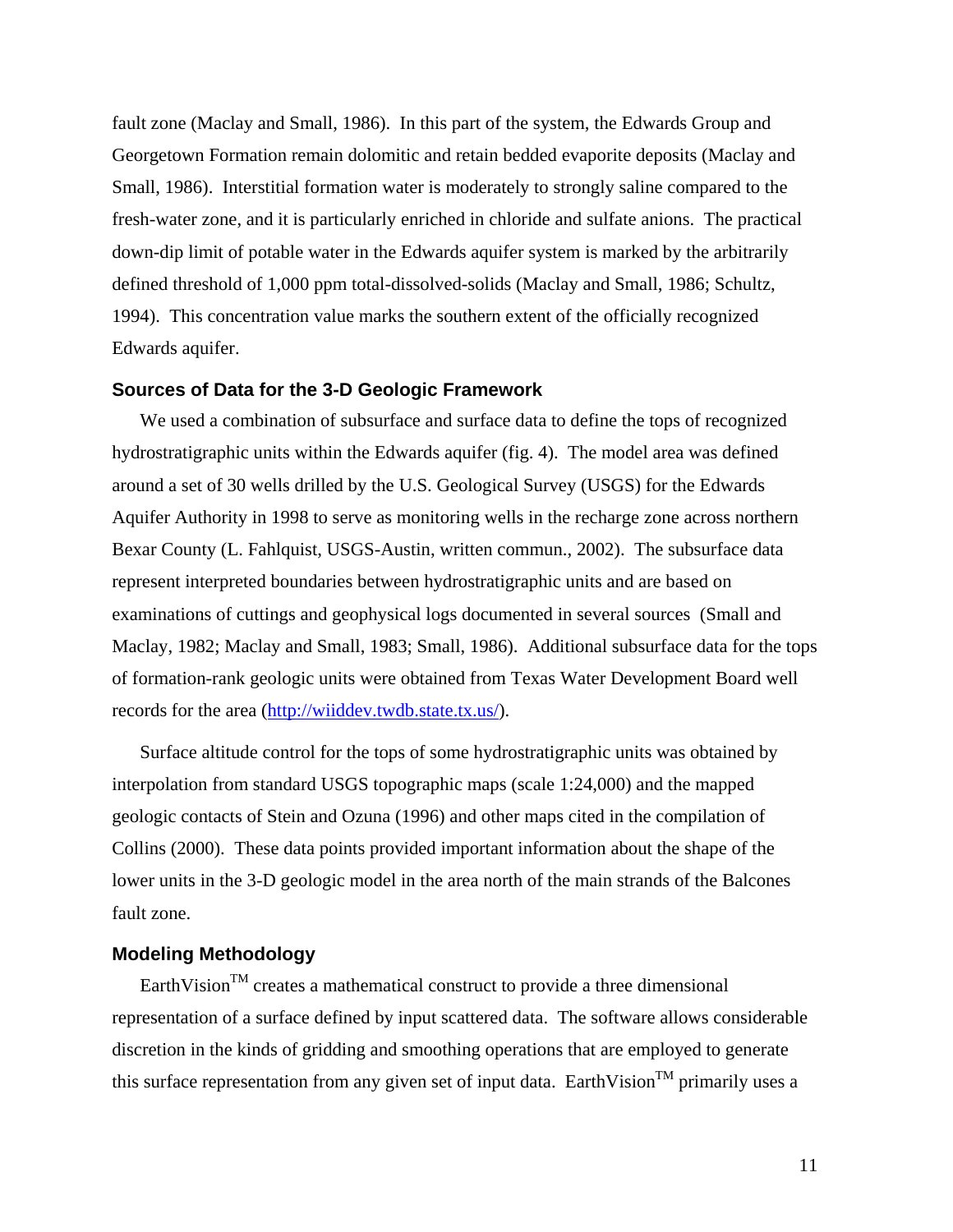fault zone (Maclay and Small, 1986). In this part of the system, the Edwards Group and Georgetown Formation remain dolomitic and retain bedded evaporite deposits (Maclay and Small, 1986). Interstitial formation water is moderately to strongly saline compared to the fresh-water zone, and it is particularly enriched in chloride and sulfate anions. The practical down-dip limit of potable water in the Edwards aquifer system is marked by the arbitrarily defined threshold of 1,000 ppm total-dissolved-solids (Maclay and Small, 1986; Schultz, 1994). This concentration value marks the southern extent of the officially recognized Edwards aquifer.

### Sources of Data for the 3-D Geologic Framework

We used a combination of subsurface and surface data to define the tops of recognized hydrostratigraphic units within the Edwards aquifer (fig. 4). The model area was defined around a set of 30 wells drilled by the U.S. Geological Survey (USGS) for the Edwards Aquifer Authority in 1998 to serve as monitoring wells in the recharge zone across northern Bexar County (L. Fahlquist, USGS-Austin, written commun., 2002). The subsurface data represent interpreted boundaries between hydrostratigraphic units and are based on examinations of cuttings and geophysical logs documented in several sources (Small and Maclay, 1982; Maclay and Small, 1983; Small, 1986). Additional subsurface data for the tops of formation-rank geologic units were obtained from Texas Water Development Board well records for the area (http://wiiddev.twdb.state.tx.us/).

Surface altitude control for the tops of some hydrostratigraphic units was obtained by interpolation from standard USGS topographic maps (scale 1:24,000) and the mapped geologic contacts of Stein and Ozuna (1996) and other maps cited in the compilation of Collins (2000). These data points provided important information about the shape of the lower units in the 3-D geologic model in the area north of the main strands of the Balcones fault zone.

### Modeling Methodology

EarthVision™ creates a mathematical construct to provide a three dimensional representation of a surface defined by input scattered data. The software allows considerable discretion in the kinds of gridding and smoothing operations that are employed to generate this surface representation from any given set of input data. EarthVision™ primarily uses a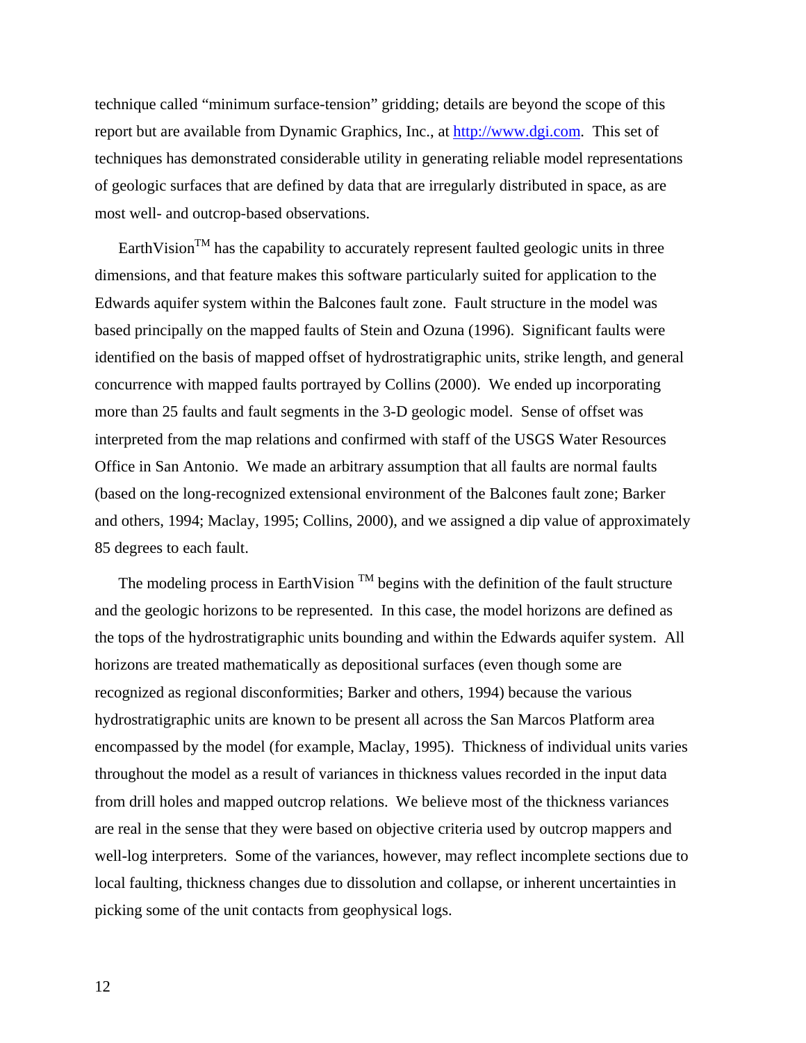technique called "minimum surface-tension" gridding; details are beyond the scope of this report but are available from Dynamic Graphics, Inc., at [http://www.dgi.com](http://www.dgi.com). This set of techniques has demonstrated considerable utility in generating reliable model representations of geologic surfaces that are defined by data that are irregularly distributed in space, as are most well- and outcrop-based observations.

EarthVision™ has the capability to accurately represent faulted geologic units in three dimensions, and that feature makes this software particularly suited for application to the Edwards aquifer system within the Balcones fault zone. Fault structure in the model was based principally on the mapped faults of Stein and Ozuna (1996). Significant faults were identified on the basis of mapped offset of hydrostratigraphic units, strike length, and general concurrence with mapped faults portrayed by Collins (2000). We ended up incorporating more than 25 faults and fault segments in the 3-D geologic model. Sense of offset was interpreted from the map relations and confirmed with staff of the USGS Water Resources Office in San Antonio. We made an arbitrary assumption that all faults are normal faults (based on the long-recognized extensional environment of the Balcones fault zone; Barker and others, 1994; Maclay, 1995; Collins, 2000), and we assigned a dip value of approximately 85 degrees to each fault.

The modeling process in EarthVision ™ begins with the definition of the fault structure and the geologic horizons to be represented. In this case, the model horizons are defined as the tops of the hydrostratigraphic units bounding and within the Edwards aquifer system. All horizons are treated mathematically as depositional surfaces (even though some are recognized as regional disconformities; Barker and others, 1994) because the various hydrostratigraphic units are known to be present all across the San Marcos Platform area encompassed by the model (for example, Maclay, 1995). Thickness of individual units varies throughout the model as a result of variances in thickness values recorded in the input data from drill holes and mapped outcrop relations. We believe most of the thickness variances are real in the sense that they were based on objective criteria used by outcrop mappers and well-log interpreters. Some of the variances, however, may reflect incomplete sections due to local faulting, thickness changes due to dissolution and collapse, or inherent uncertainties in picking some of the unit contacts from geophysical logs.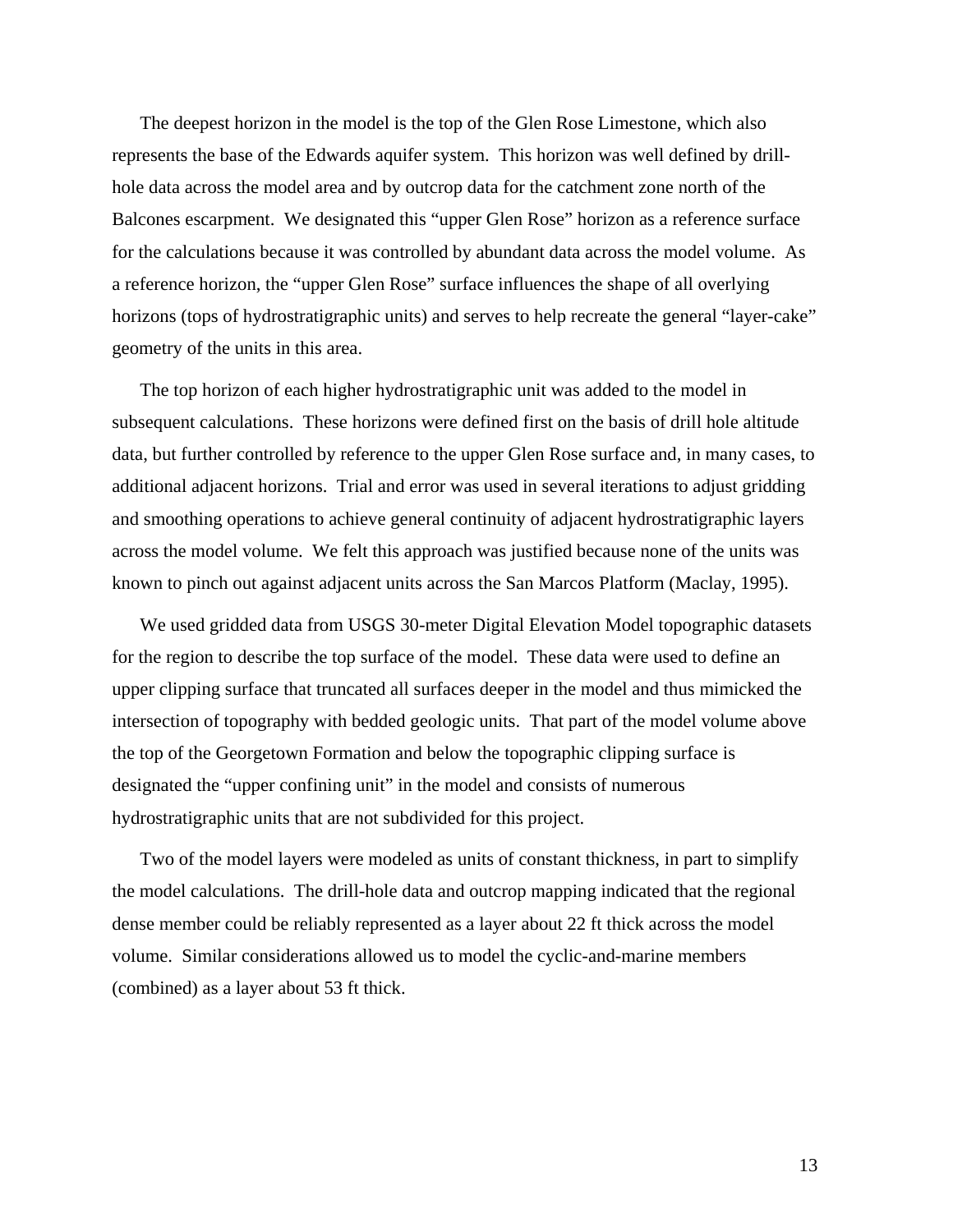The deepest horizon in the model is the top of the Glen Rose Limestone, which also represents the base of the Edwards aquifer system. This horizon was well defined by drill-hole data across the model area and by outcrop data for the catchment zone north of the Balcones escarpment. We designated this "upper Glen Rose" horizon as a reference surface for the calculations because it was controlled by abundant data across the model volume. As a reference horizon, the "upper Glen Rose" surface influences the shape of all overlying horizons (tops of hydrostratigraphic units) and serves to help recreate the general "layer-cake" geometry of the units in this area.

The top horizon of each higher hydrostratigraphic unit was added to the model in subsequent calculations. These horizons were defined first on the basis of drill hole altitude data, but further controlled by reference to the upper Glen Rose surface and, in many cases, to additional adjacent horizons. Trial and error was used in several iterations to adjust gridding and smoothing operations to achieve general continuity of adjacent hydrostratigraphic layers across the model volume. We felt this approach was justified because none of the units was known to pinch out against adjacent units across the San Marcos Platform (Maclay, 1995).

We used gridded data from USGS 30-meter Digital Elevation Model topographic datasets for the region to describe the top surface of the model. These data were used to define an upper clipping surface that truncated all surfaces deeper in the model and thus mimicked the intersection of topography with bedded geologic units. That part of the model volume above the top of the Georgetown Formation and below the topographic clipping surface is designated the "upper confining unit" in the model and consists of numerous hydrostratigraphic units that are not subdivided for this project.

Two of the model layers were modeled as units of constant thickness, in part to simplify the model calculations. The drill-hole data and outcrop mapping indicated that the regional dense member could be reliably represented as a layer about 22 ft thick across the model volume. Similar considerations allowed us to model the cyclic-and-marine members (combined) as a layer about 53 ft thick.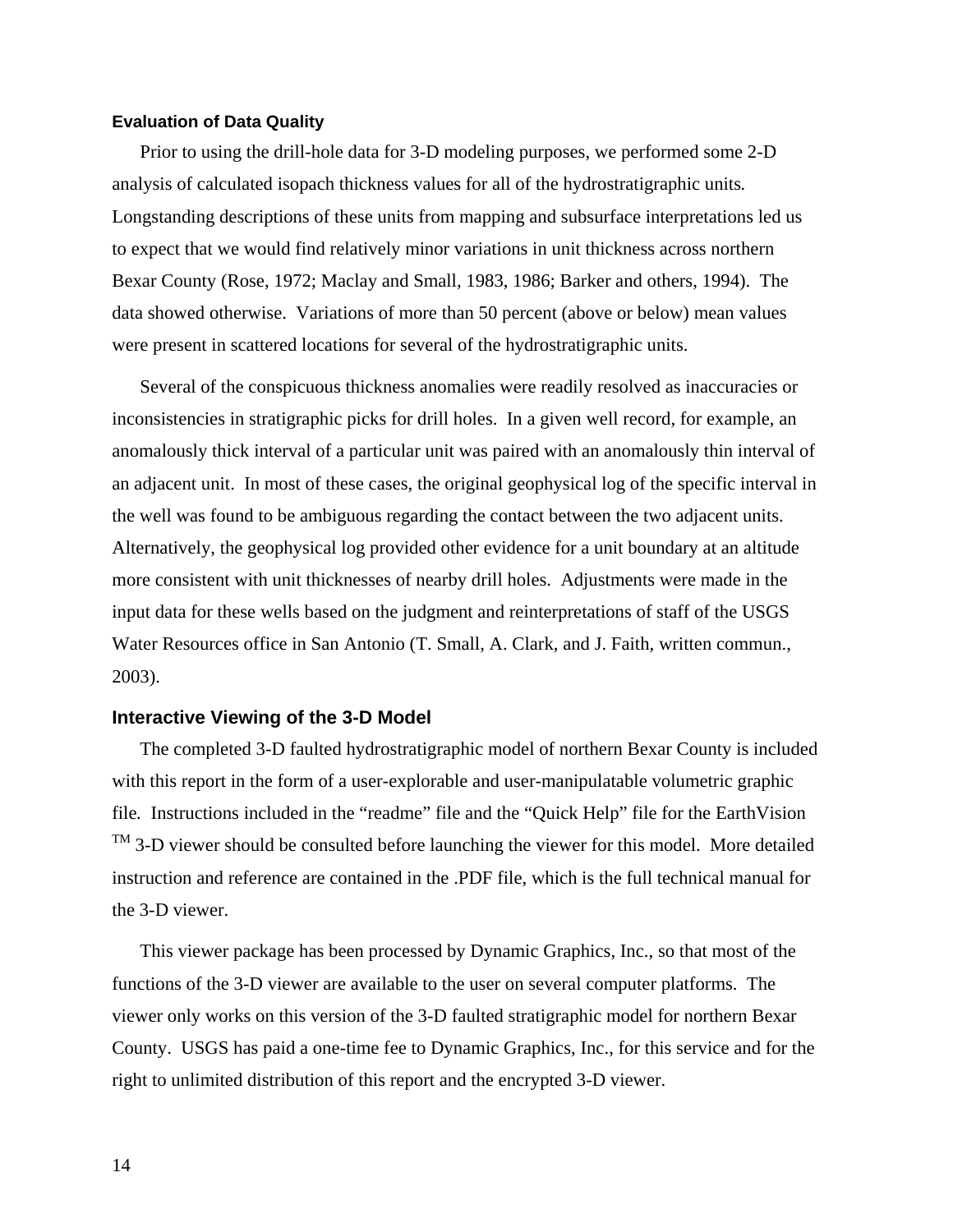### Evaluation of Data Quality

Prior to using the drill-hole data for 3-D modeling purposes, we performed some 2-D analysis of calculated isopach thickness values for all of the hydrostratigraphic units. Longstanding descriptions of these units from mapping and subsurface interpretations led us to expect that we would find relatively minor variations in unit thickness across northern Bexar County (Rose, 1972; Maclay and Small, 1983, 1986; Barker and others, 1994). The data showed otherwise. Variations of more than 50 percent (above or below) mean values were present in scattered locations for several of the hydrostratigraphic units.

Several of the conspicuous thickness anomalies were readily resolved as inaccuracies or inconsistencies in stratigraphic picks for drill holes. In a given well record, for example, an anomalously thick interval of a particular unit was paired with an anomalously thin interval of an adjacent unit. In most of these cases, the original geophysical log of the specific interval in the well was found to be ambiguous regarding the contact between the two adjacent units. Alternatively, the geophysical log provided other evidence for a unit boundary at an altitude more consistent with unit thicknesses of nearby drill holes. Adjustments were made in the input data for these wells based on the judgment and reinterpretations of staff of the USGS Water Resources office in San Antonio (T. Small, A. Clark, and J. Faith, written commun., 2003).

## Interactive Viewing of the 3-D Model

The completed 3-D faulted hydrostratigraphic model of northern Bexar County is included with this report in the form of a user-explorable and user-manipulatable volumetric graphic file. Instructions included in the "readme" file and the "Quick Help" file for the EarthVision™ 3-D viewer should be consulted before launching the viewer for this model. More detailed instruction and reference are contained in the .PDF file, which is the full technical manual for the 3-D viewer.

This viewer package has been processed by Dynamic Graphics, Inc., so that most of the functions of the 3-D viewer are available to the user on several computer platforms. The viewer only works on this version of the 3-D faulted stratigraphic model for northern Bexar County. USGS has paid a one-time fee to Dynamic Graphics, Inc., for this service and for the right to unlimited distribution of this report and the encrypted 3-D viewer.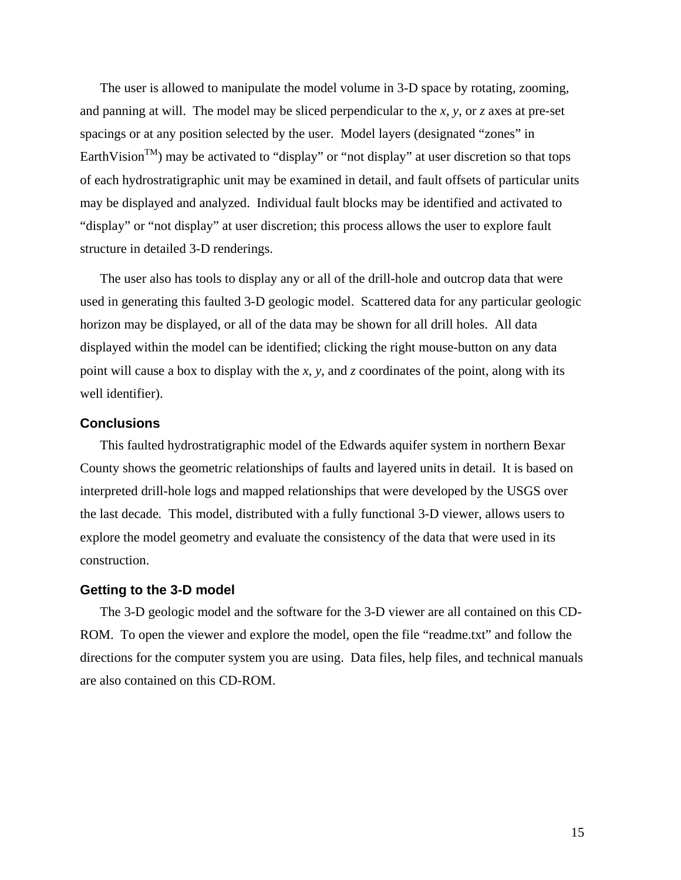The user is allowed to manipulate the model volume in 3-D space by rotating, zooming, and panning at will. The model may be sliced perpendicular to the *x*, *y*, or *z* axes at pre-set spacings or at any position selected by the user. Model layers (designated “zones” in EarthVision™) may be activated to “display” or “not display” at user discretion so that tops of each hydrostratigraphic unit may be examined in detail, and fault offsets of particular units may be displayed and analyzed. Individual fault blocks may be identified and activated to “display” or “not display” at user discretion; this process allows the user to explore fault structure in detailed 3-D renderings.

The user also has tools to display any or all of the drill-hole and outcrop data that were used in generating this faulted 3-D geologic model. Scattered data for any particular geologic horizon may be displayed, or all of the data may be shown for all drill holes. All data displayed within the model can be identified; clicking the right mouse-button on any data point will cause a box to display with the *x*, *y*, and *z* coordinates of the point, along with its well identifier).

### Conclusions

This faulted hydrostratigraphic model of the Edwards aquifer system in northern Bexar County shows the geometric relationships of faults and layered units in detail. It is based on interpreted drill-hole logs and mapped relationships that were developed by the USGS over the last decade. This model, distributed with a fully functional 3-D viewer, allows users to explore the model geometry and evaluate the consistency of the data that were used in its construction.

### Getting to the 3-D model

The 3-D geologic model and the software for the 3-D viewer are all contained on this CD-ROM. To open the viewer and explore the model, open the file “readme.txt” and follow the directions for the computer system you are using. Data files, help files, and technical manuals are also contained on this CD-ROM.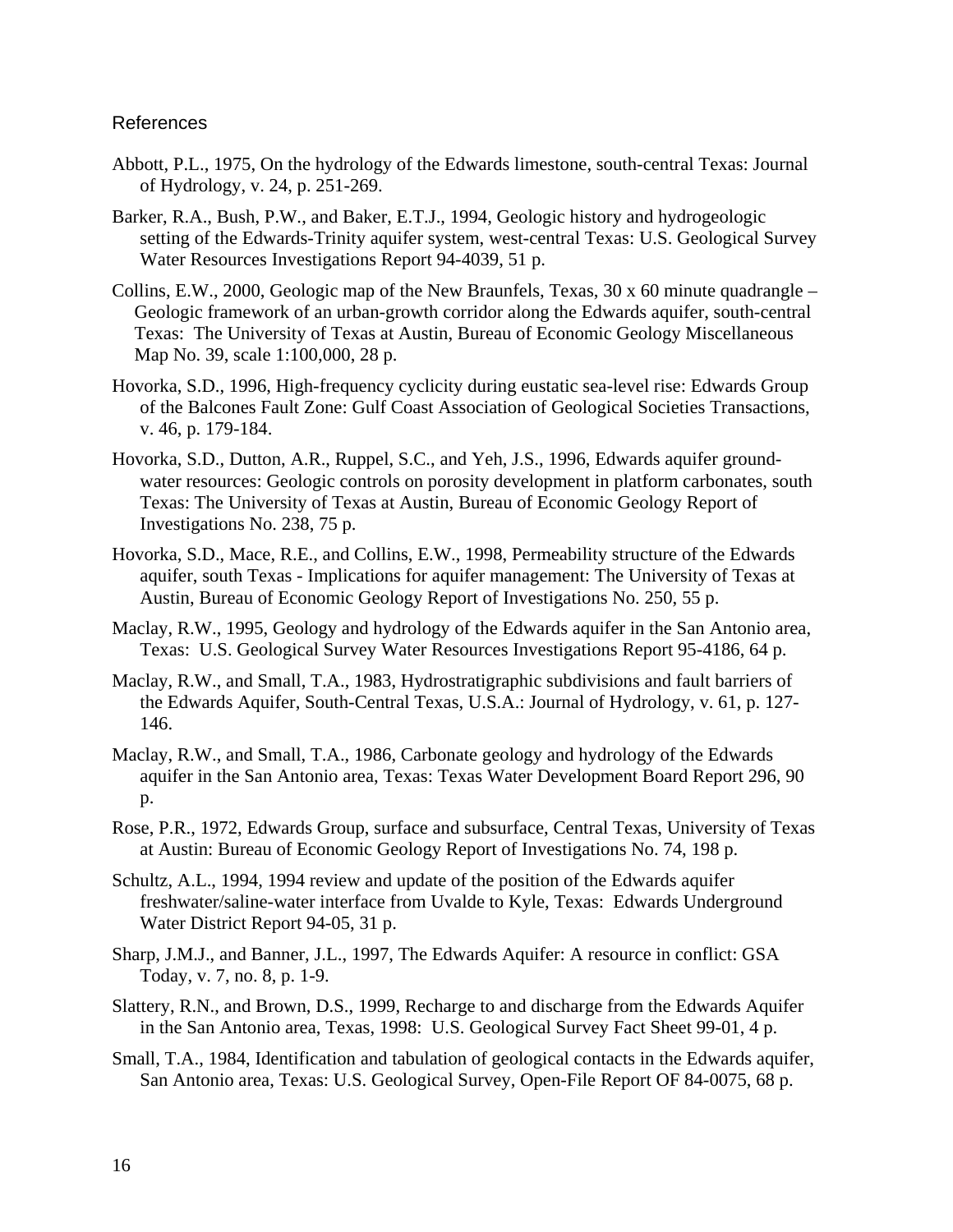## References

Abbott, P.L., 1975, On the hydrology of the Edwards limestone, south-central Texas: Journal of Hydrology, v. 24, p. 251-269.

Barker, R.A., Bush, P.W., and Baker, E.T.J., 1994, Geologic history and hydrogeologic setting of the Edwards-Trinity aquifer system, west-central Texas: U.S. Geological Survey Water Resources Investigations Report 94-4039, 51 p.

Collins, E.W., 2000, Geologic map of the New Braunfels, Texas, 30 x 60 minute quadrangle – Geologic framework of an urban-growth corridor along the Edwards aquifer, south-central Texas: The University of Texas at Austin, Bureau of Economic Geology Miscellaneous Map No. 39, scale 1:100,000, 28 p.

Hovorka, S.D., 1996, High-frequency cyclicity during eustatic sea-level rise: Edwards Group of the Balcones Fault Zone: Gulf Coast Association of Geological Societies Transactions, v. 46, p. 179-184.

Hovorka, S.D., Dutton, A.R., Ruppel, S.C., and Yeh, J.S., 1996, Edwards aquifer ground-water resources: Geologic controls on porosity development in platform carbonates, south Texas: The University of Texas at Austin, Bureau of Economic Geology Report of Investigations No. 238, 75 p.

Hovorka, S.D., Mace, R.E., and Collins, E.W., 1998, Permeability structure of the Edwards aquifer, south Texas - Implications for aquifer management: The University of Texas at Austin, Bureau of Economic Geology Report of Investigations No. 250, 55 p.

Maclay, R.W., 1995, Geology and hydrology of the Edwards aquifer in the San Antonio area, Texas: U.S. Geological Survey Water Resources Investigations Report 95-4186, 64 p.

Maclay, R.W., and Small, T.A., 1983, Hydrostratigraphic subdivisions and fault barriers of the Edwards Aquifer, South-Central Texas, U.S.A.: Journal of Hydrology, v. 61, p. 127-146.

Maclay, R.W., and Small, T.A., 1986, Carbonate geology and hydrology of the Edwards aquifer in the San Antonio area, Texas: Texas Water Development Board Report 296, 90 p.

Rose, P.R., 1972, Edwards Group, surface and subsurface, Central Texas, University of Texas at Austin: Bureau of Economic Geology Report of Investigations No. 74, 198 p.

Schultz, A.L., 1994, 1994 review and update of the position of the Edwards aquifer freshwater/saline-water interface from Uvalde to Kyle, Texas: Edwards Underground Water District Report 94-05, 31 p.

Sharp, J.M.J., and Banner, J.L., 1997, The Edwards Aquifer: A resource in conflict: GSA Today, v. 7, no. 8, p. 1-9.

Slattery, R.N., and Brown, D.S., 1999, Recharge to and discharge from the Edwards Aquifer in the San Antonio area, Texas, 1998: U.S. Geological Survey Fact Sheet 99-01, 4 p.

Small, T.A., 1984, Identification and tabulation of geological contacts in the Edwards aquifer, San Antonio area, Texas: U.S. Geological Survey, Open-File Report OF 84-0075, 68 p.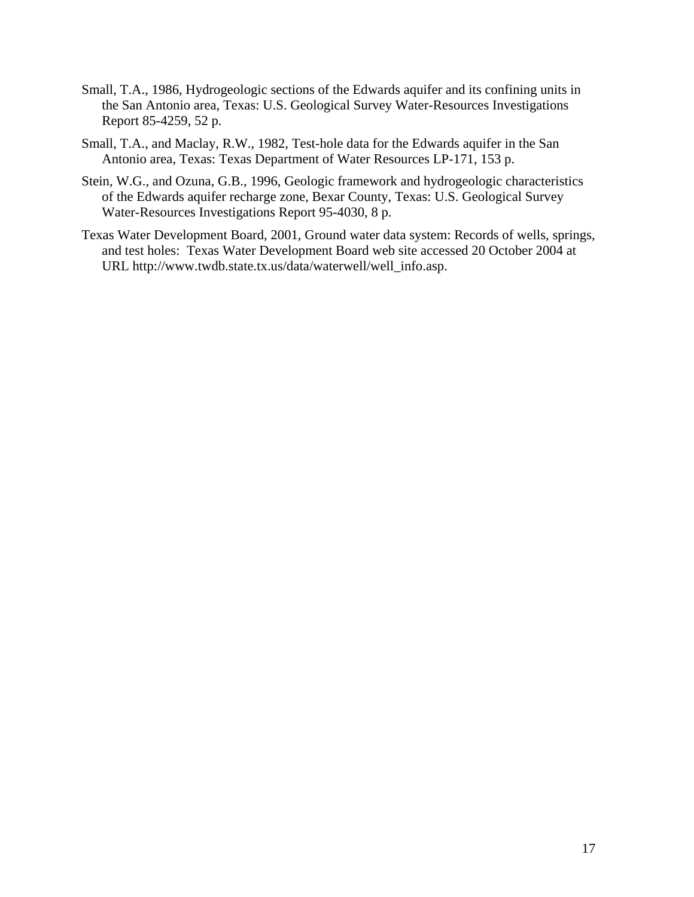Small, T.A., 1986, Hydrogeologic sections of the Edwards aquifer and its confining units in the San Antonio area, Texas: U.S. Geological Survey Water-Resources Investigations Report 85-4259, 52 p.

Small, T.A., and Maclay, R.W., 1982, Test-hole data for the Edwards aquifer in the San Antonio area, Texas: Texas Department of Water Resources LP-171, 153 p.

Stein, W.G., and Ozuna, G.B., 1996, Geologic framework and hydrogeologic characteristics of the Edwards aquifer recharge zone, Bexar County, Texas: U.S. Geological Survey Water-Resources Investigations Report 95-4030, 8 p.

Texas Water Development Board, 2001, Ground water data system: Records of wells, springs, and test holes: Texas Water Development Board web site accessed 20 October 2004 at URL http://www.twdb.state.tx.us/data/waterwell/well_info.asp.